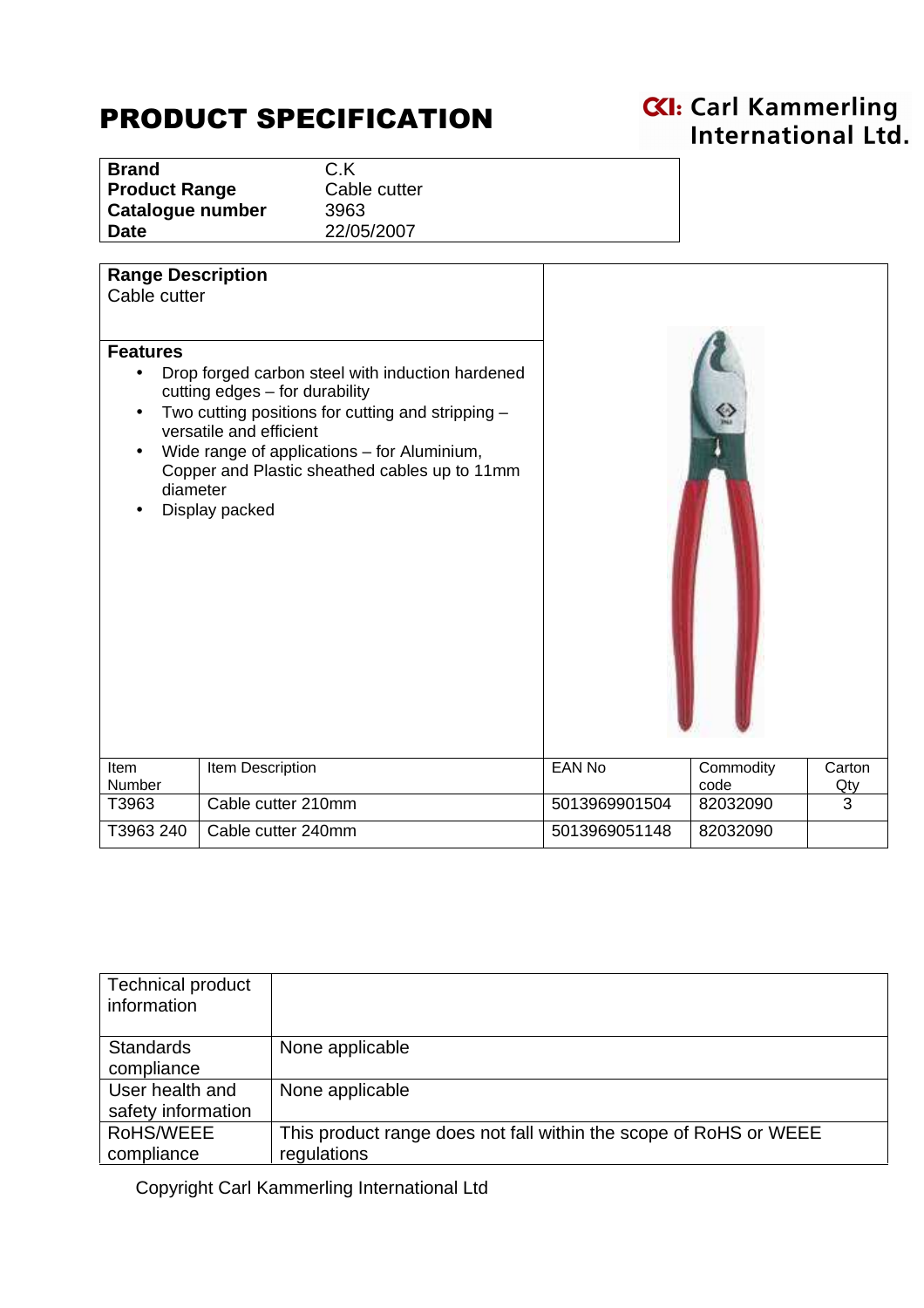# PRODUCT SPECIFICATION

CKI: Carl Kammerling International Ltd.

| **Brand** | C.K |
|---|---|
| **Product Range** | Cable cutter |
| **Catalogue number** | 3963 |
| **Date** | 22/05/2007 |

## Range Description

Cable cutter

## Features

- Drop forged carbon steel with induction hardened cutting edges – for durability
- Two cutting positions for cutting and stripping – versatile and efficient
- Wide range of applications – for Aluminium, Copper and Plastic sheathed cables up to 11mm diameter
- Display packed

| Item Number | Item Description | EAN No | Commodity code | Carton Qty |
|---|---|---|---|---|
| T3963 | Cable cutter 210mm | 5013969901504 | 82032090 | 3 |
| T3963 240 | Cable cutter 240mm | 5013969051148 | 82032090 | |

| Technical product information | |
|---|---|
| Standards compliance | None applicable |
| User health and safety information | None applicable |
| RoHS/WEEE compliance | This product range does not fall within the scope of RoHS or WEEE regulations |

Copyright Carl Kammerling International Ltd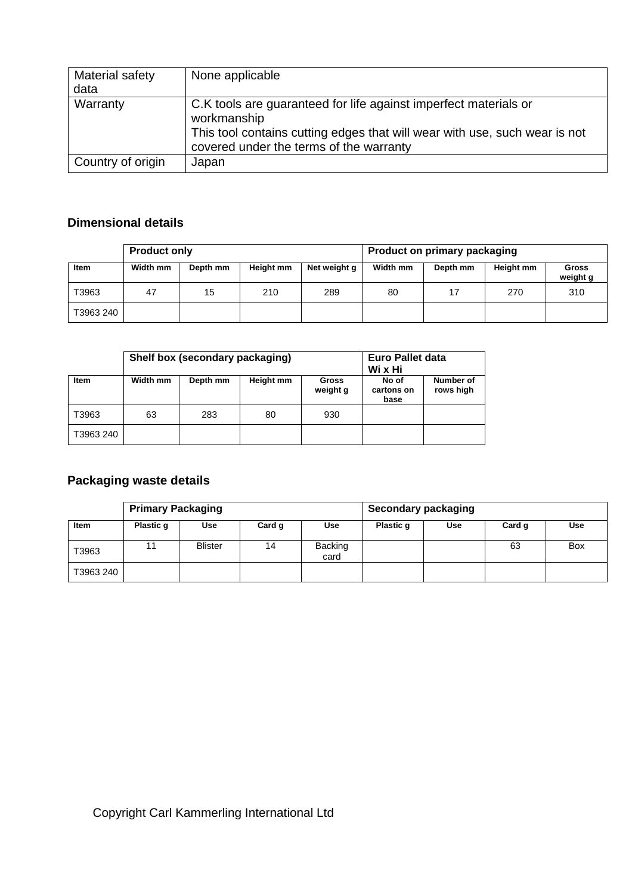| | |
|---|---|
| Material safety data | None applicable |
| Warranty | C.K tools are guaranteed for life against imperfect materials or workmanship<br>This tool contains cutting edges that will wear with use, such wear is not covered under the terms of the warranty |
| Country of origin | Japan |

### Dimensional details

| | Product only | | | | Product on primary packaging | | | |
|---|---|---|---|---|---|---|---|---|
| **Item** | **Width mm** | **Depth mm** | **Height mm** | **Net weight g** | **Width mm** | **Depth mm** | **Height mm** | **Gross weight g** |
| T3963 | 47 | 15 | 210 | 289 | 80 | 17 | 270 | 310 |
| T3963 240 | | | | | | | | |

| | Shelf box (secondary packaging) | | | | Euro Pallet data Wi x Hi | |
|---|---|---|---|---|---|---|
| **Item** | **Width mm** | **Depth mm** | **Height mm** | **Gross weight g** | **No of cartons on base** | **Number of rows high** |
| T3963 | 63 | 283 | 80 | 930 | | |
| T3963 240 | | | | | | |

### Packaging waste details

| | Primary Packaging | | | | Secondary packaging | | | |
|---|---|---|---|---|---|---|---|---|
| **Item** | **Plastic g** | **Use** | **Card g** | **Use** | **Plastic g** | **Use** | **Card g** | **Use** |
| T3963 | 11 | Blister | 14 | Backing card | | | 63 | Box |
| T3963 240 | | | | | | | | |

Copyright Carl Kammerling International Ltd